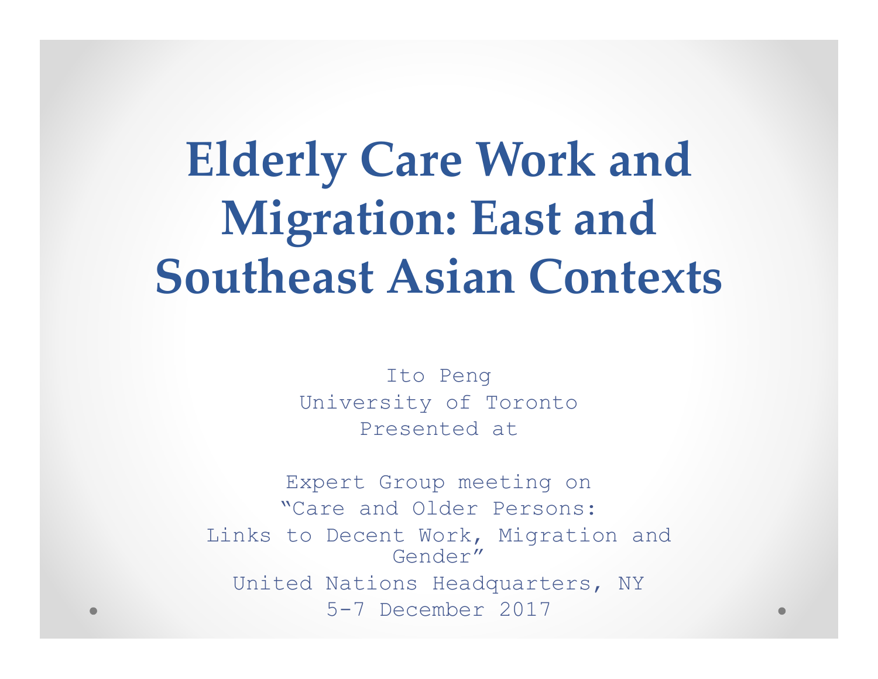# Elderly Care Work and Migration: East and Southeast Asian Contexts

Ito Peng
University of Toronto
Presented at

Expert Group meeting on
"Care and Older Persons:
Links to Decent Work, Migration and Gender"
United Nations Headquarters, NY
5-7 December 2017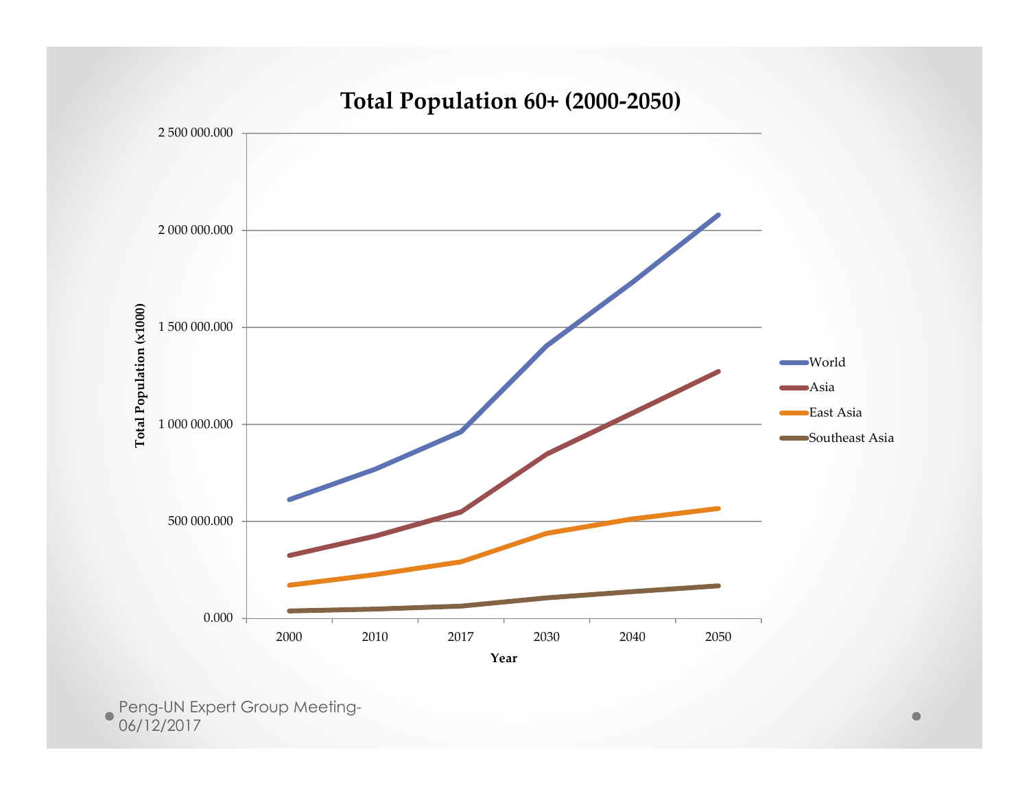# Total Population 60+ (2000-2050)

Total Population (x1000)

2 500 000.000
2 000 000.000
1 500 000.000
1 000 000.000
500 000.000
0.000

2000
2010
2017
2030
2040
2050

Year

World
Asia
East Asia
Southeast Asia

Peng-UN Expert Group Meeting-06/12/2017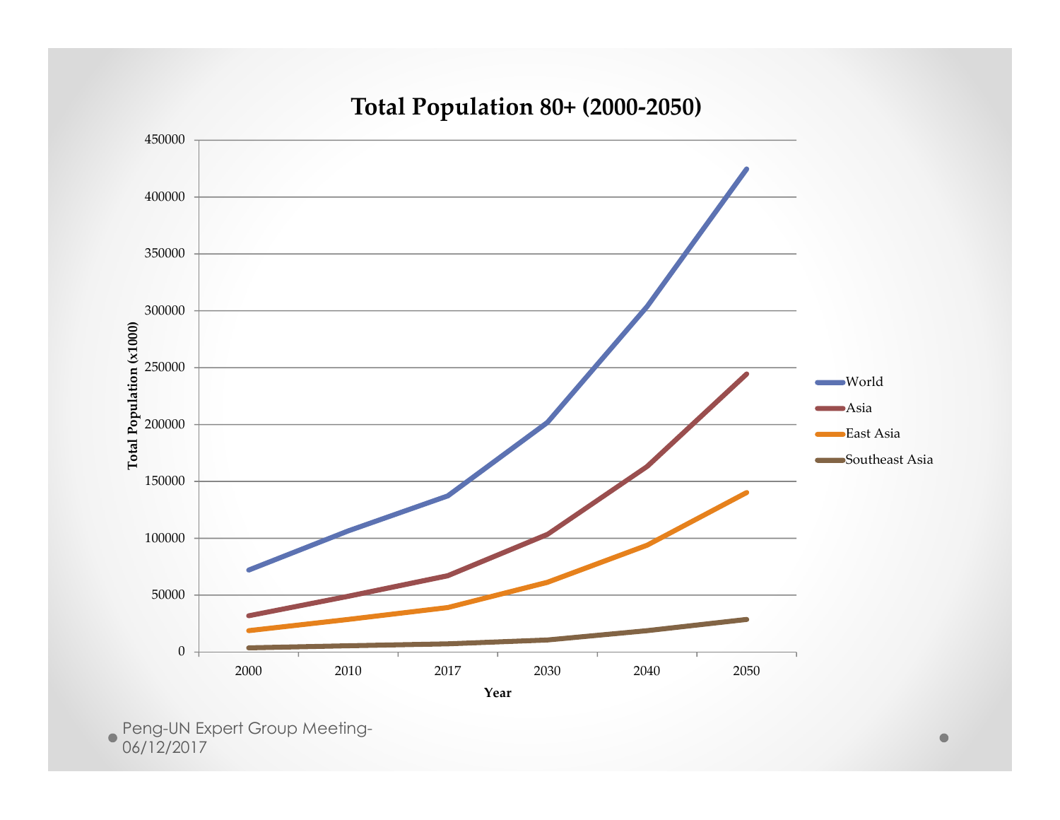# Total Population 80+ (2000-2050)

Total Population (x1000)

450000
400000
350000
300000
250000
200000
150000
100000
50000
0

2000
2010
2017
2030
2040
2050

Year

World
Asia
East Asia
Southeast Asia

Peng-UN Expert Group Meeting-06/12/2017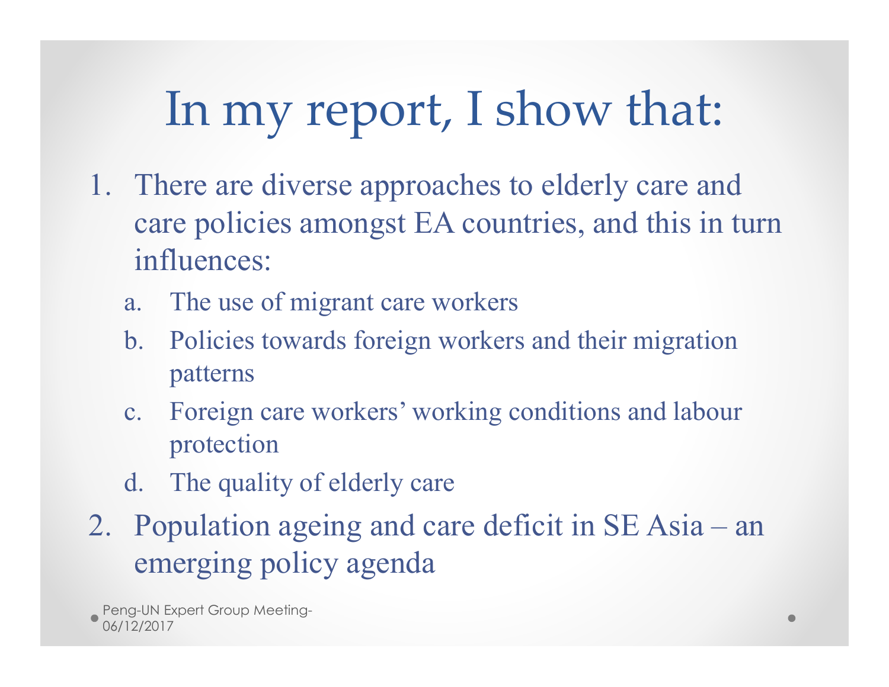# In my report, I show that:

1. There are diverse approaches to elderly care and care policies amongst EA countries, and this in turn influences:
   a. The use of migrant care workers
   b. Policies towards foreign workers and their migration patterns
   c. Foreign care workers' working conditions and labour protection
   d. The quality of elderly care
2. Population ageing and care deficit in SE Asia – an emerging policy agenda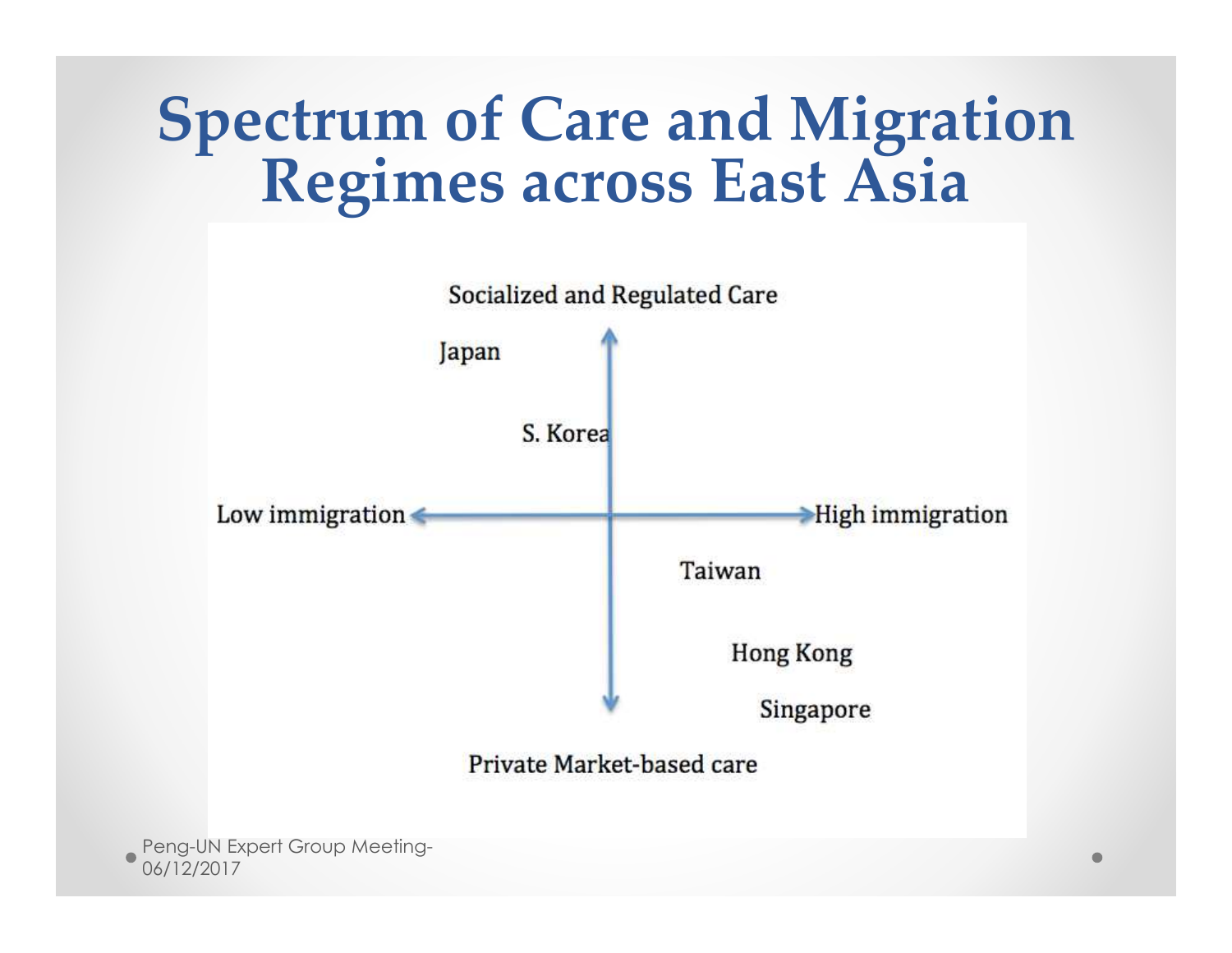# Spectrum of Care and Migration Regimes across East Asia

Socialized and Regulated Care

Japan

S. Korea

Low immigration

High immigration

Taiwan

Hong Kong

Singapore

Private Market-based care

Peng-UN Expert Group Meeting-06/12/2017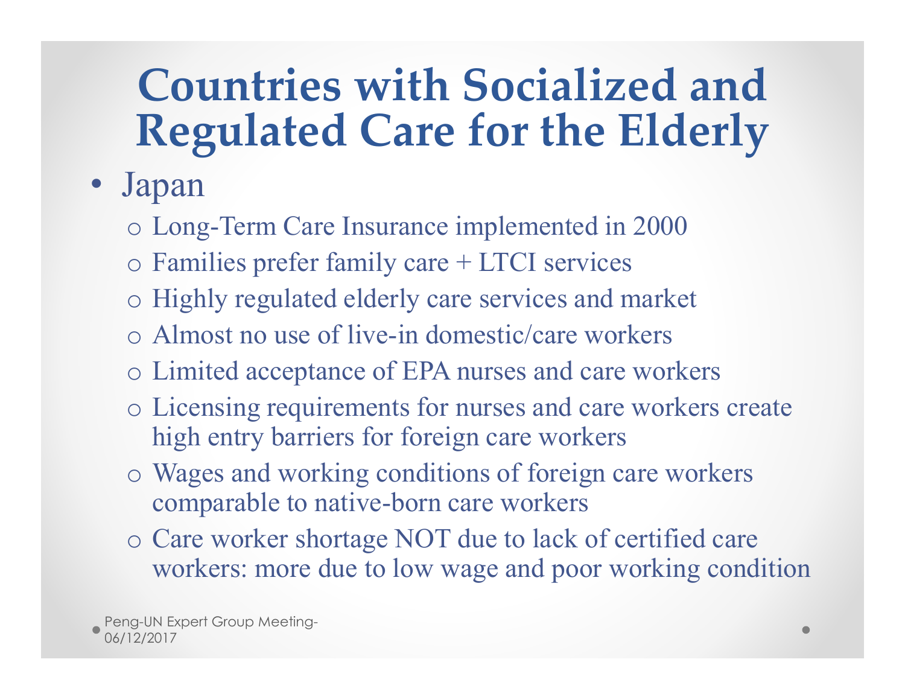# Countries with Socialized and Regulated Care for the Elderly

- Japan
  - Long-Term Care Insurance implemented in 2000
  - Families prefer family care + LTCI services
  - Highly regulated elderly care services and market
  - Almost no use of live-in domestic/care workers
  - Limited acceptance of EPA nurses and care workers
  - Licensing requirements for nurses and care workers create high entry barriers for foreign care workers
  - Wages and working conditions of foreign care workers comparable to native-born care workers
  - Care worker shortage NOT due to lack of certified care workers: more due to low wage and poor working condition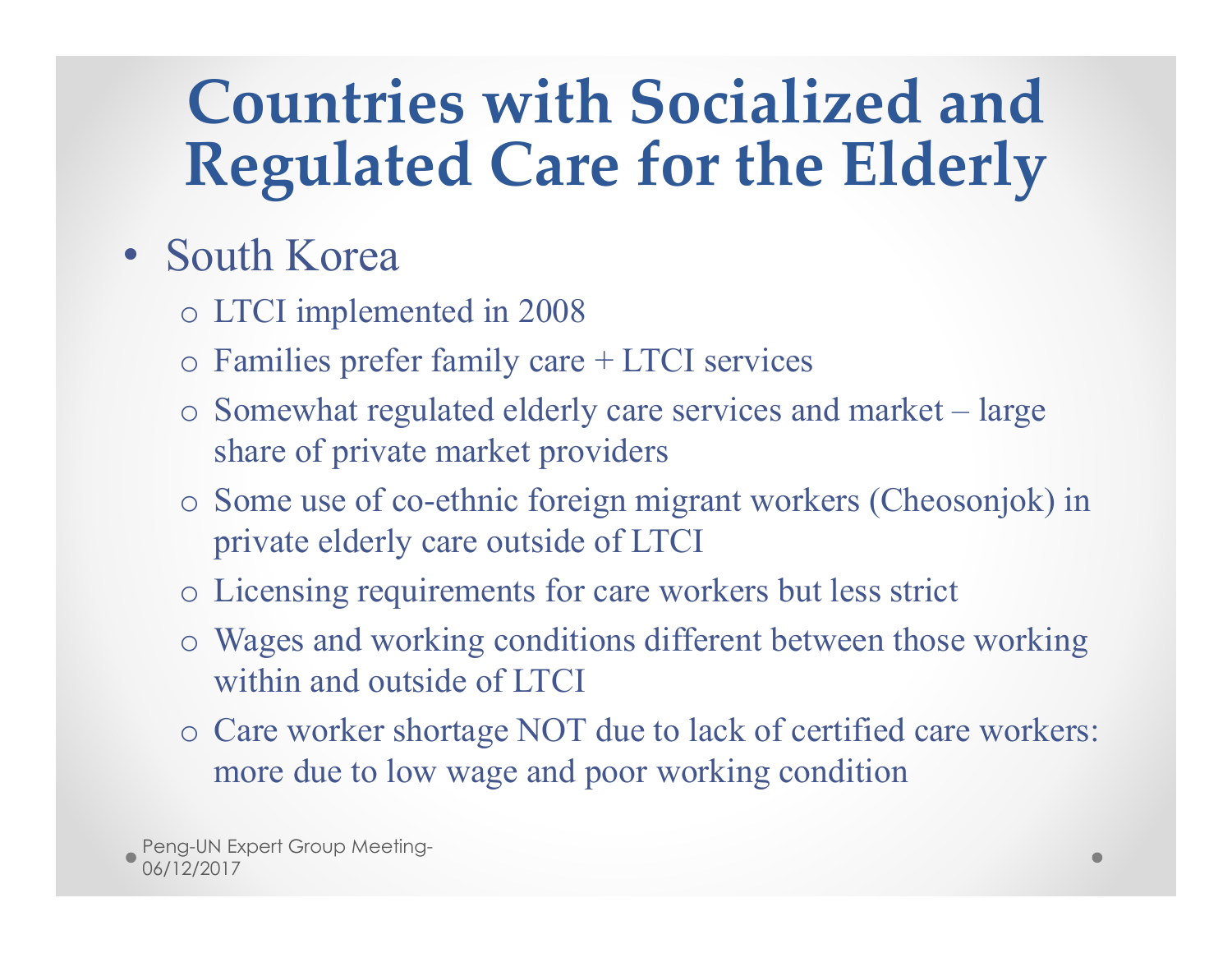# Countries with Socialized and Regulated Care for the Elderly

- South Korea
  - LTCI implemented in 2008
  - Families prefer family care + LTCI services
  - Somewhat regulated elderly care services and market – large share of private market providers
  - Some use of co-ethnic foreign migrant workers (Cheosonjok) in private elderly care outside of LTCI
  - Licensing requirements for care workers but less strict
  - Wages and working conditions different between those working within and outside of LTCI
  - Care worker shortage NOT due to lack of certified care workers: more due to low wage and poor working condition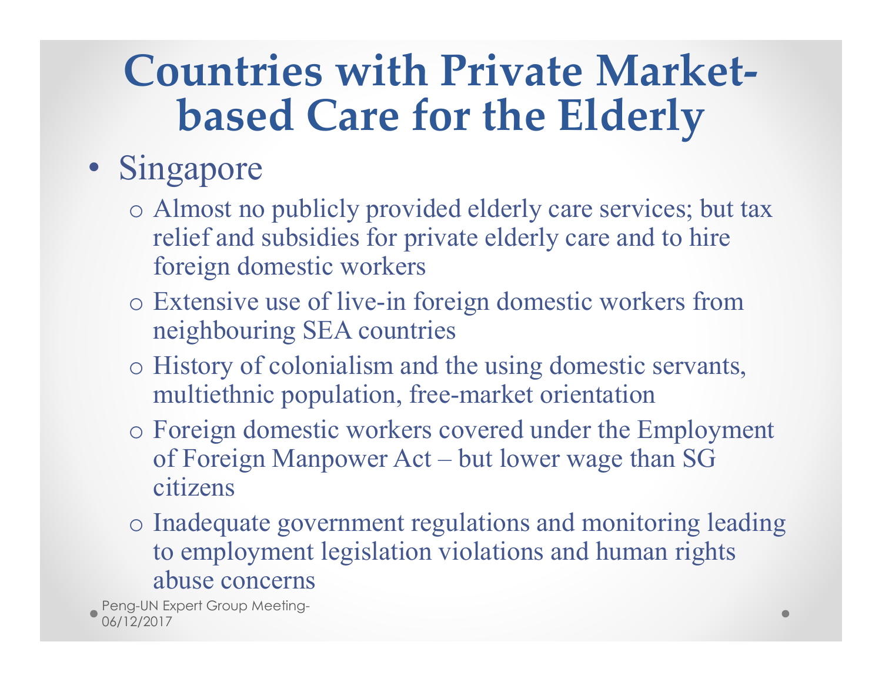# Countries with Private Market-based Care for the Elderly

- Singapore
  - Almost no publicly provided elderly care services; but tax relief and subsidies for private elderly care and to hire foreign domestic workers
  - Extensive use of live-in foreign domestic workers from neighbouring SEA countries
  - History of colonialism and the using domestic servants, multiethnic population, free-market orientation
  - Foreign domestic workers covered under the Employment of Foreign Manpower Act – but lower wage than SG citizens
  - Inadequate government regulations and monitoring leading to employment legislation violations and human rights abuse concerns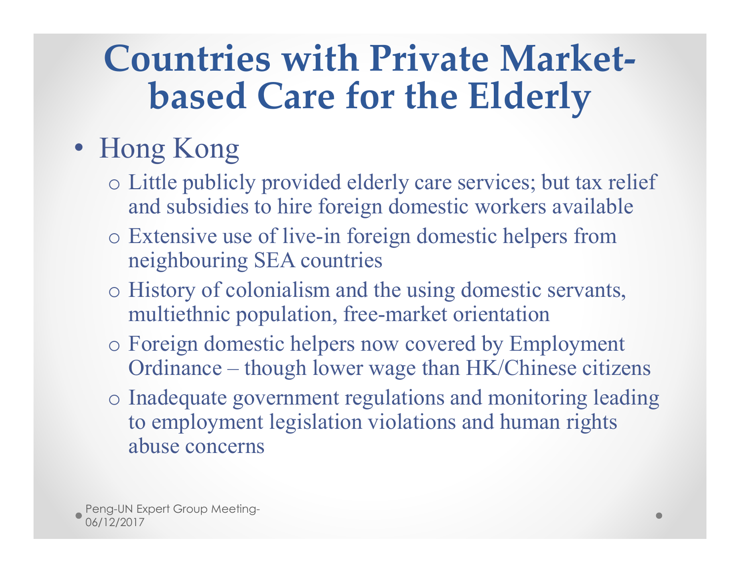# Countries with Private Market-based Care for the Elderly

- Hong Kong
  - Little publicly provided elderly care services; but tax relief and subsidies to hire foreign domestic workers available
  - Extensive use of live-in foreign domestic helpers from neighbouring SEA countries
  - History of colonialism and the using domestic servants, multiethnic population, free-market orientation
  - Foreign domestic helpers now covered by Employment Ordinance – though lower wage than HK/Chinese citizens
  - Inadequate government regulations and monitoring leading to employment legislation violations and human rights abuse concerns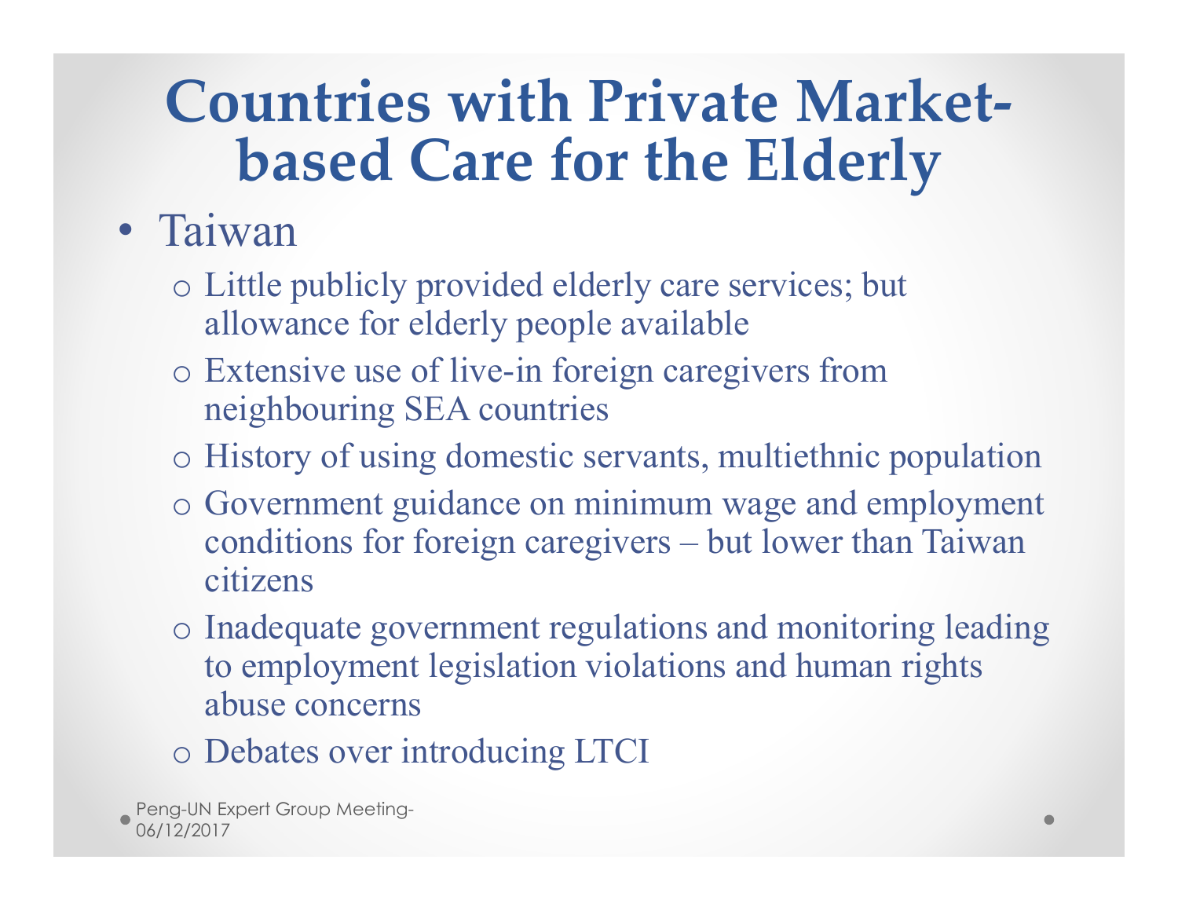# Countries with Private Market-based Care for the Elderly

- Taiwan
  - Little publicly provided elderly care services; but allowance for elderly people available
  - Extensive use of live-in foreign caregivers from neighbouring SEA countries
  - History of using domestic servants, multiethnic population
  - Government guidance on minimum wage and employment conditions for foreign caregivers – but lower than Taiwan citizens
  - Inadequate government regulations and monitoring leading to employment legislation violations and human rights abuse concerns
  - Debates over introducing LTCI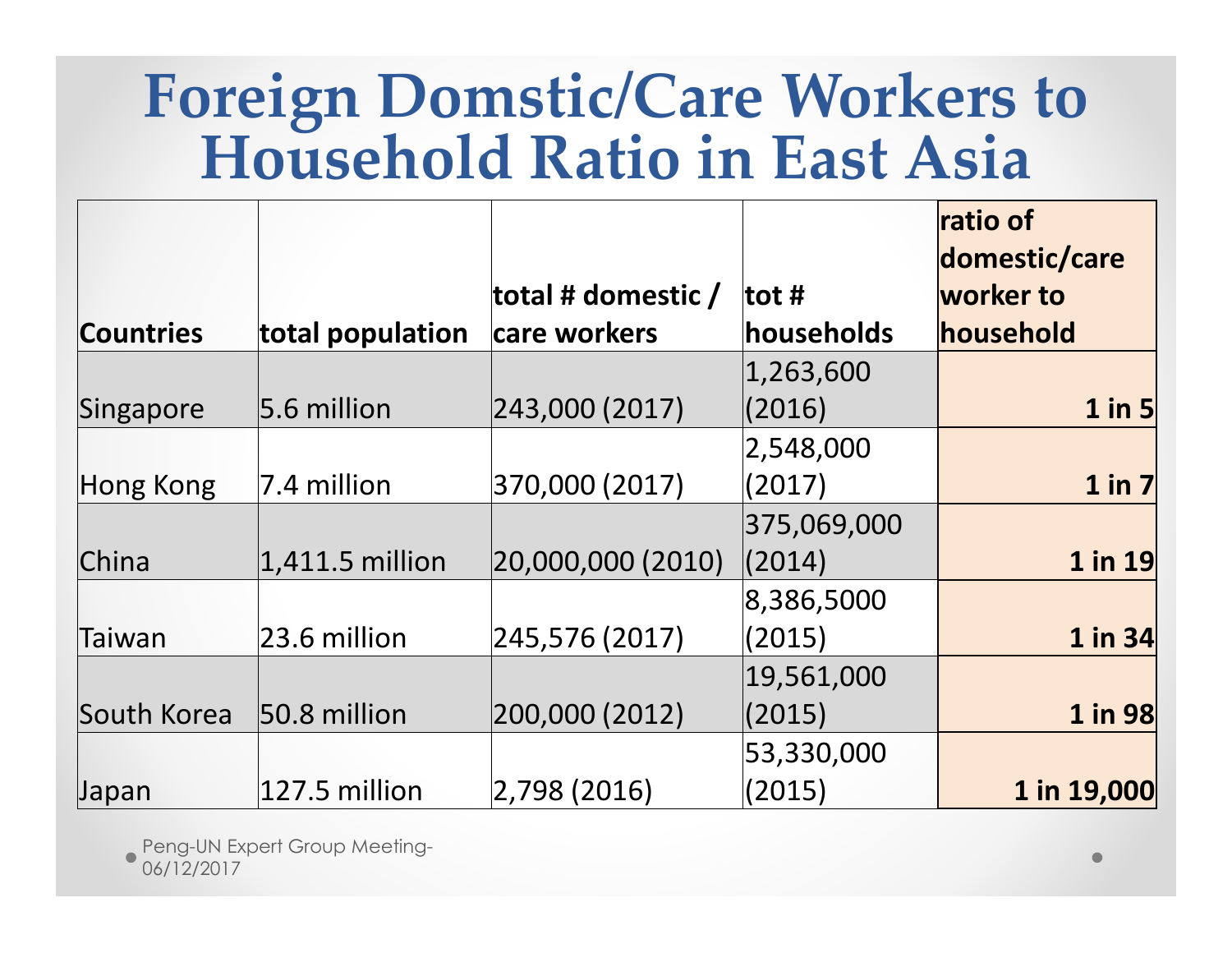# Foreign Domstic/Care Workers to Household Ratio in East Asia

| Countries | total population | total # domestic / care workers | tot # households | ratio of domestic/care worker to household |
|---|---|---|---|---|
| Singapore | 5.6 million | 243,000 (2017) | 1,263,600 (2016) | **1 in 5** |
| Hong Kong | 7.4 million | 370,000 (2017) | 2,548,000 (2017) | **1 in 7** |
| China | 1,411.5 million | 20,000,000 (2010) | 375,069,000 (2014) | **1 in 19** |
| Taiwan | 23.6 million | 245,576 (2017) | 8,386,5000 (2015) | **1 in 34** |
| South Korea | 50.8 million | 200,000 (2012) | 19,561,000 (2015) | **1 in 98** |
| Japan | 127.5 million | 2,798 (2016) | 53,330,000 (2015) | **1 in 19,000** |

Peng-UN Expert Group Meeting-06/12/2017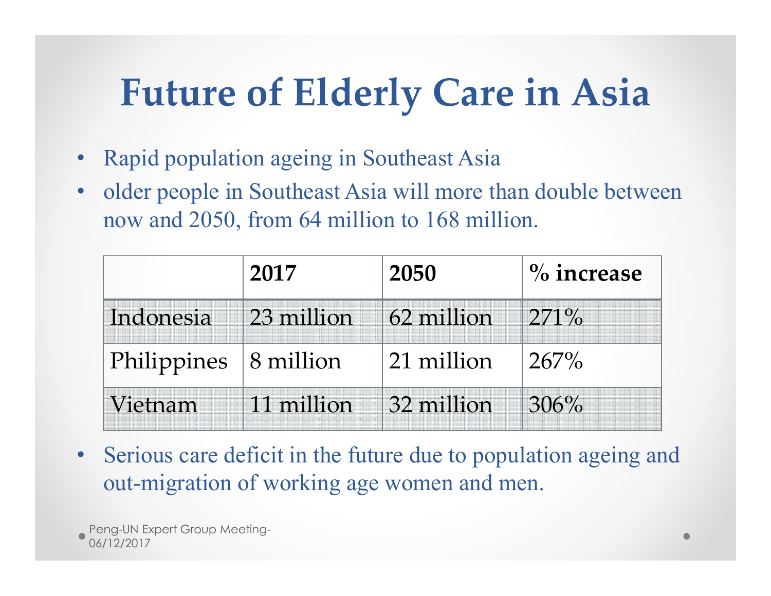# Future of Elderly Care in Asia

- Rapid population ageing in Southeast Asia
- older people in Southeast Asia will more than double between now and 2050, from 64 million to 168 million.

| | 2017 | 2050 | % increase |
|---|---|---|---|
| Indonesia | 23 million | 62 million | 271% |
| Philippines | 8 million | 21 million | 267% |
| Vietnam | 11 million | 32 million | 306% |

- Serious care deficit in the future due to population ageing and out-migration of working age women and men.

Peng-UN Expert Group Meeting-06/12/2017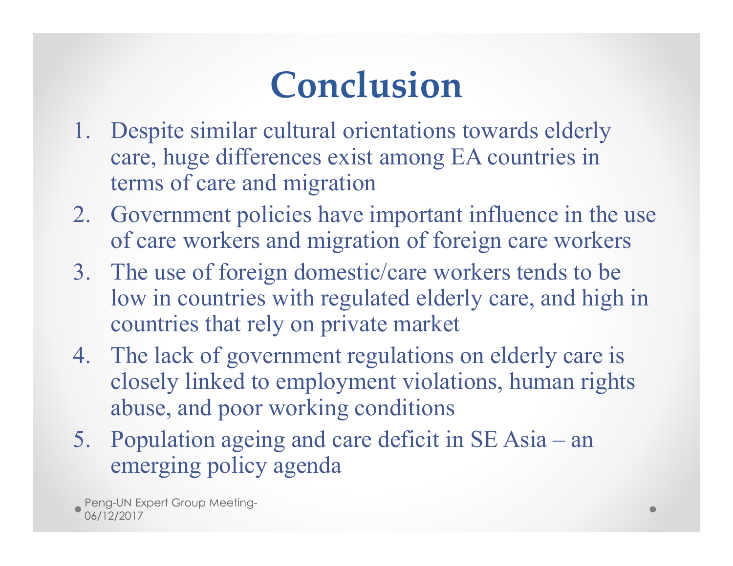# Conclusion

1. Despite similar cultural orientations towards elderly care, huge differences exist among EA countries in terms of care and migration
2. Government policies have important influence in the use of care workers and migration of foreign care workers
3. The use of foreign domestic/care workers tends to be low in countries with regulated elderly care, and high in countries that rely on private market
4. The lack of government regulations on elderly care is closely linked to employment violations, human rights abuse, and poor working conditions
5. Population ageing and care deficit in SE Asia – an emerging policy agenda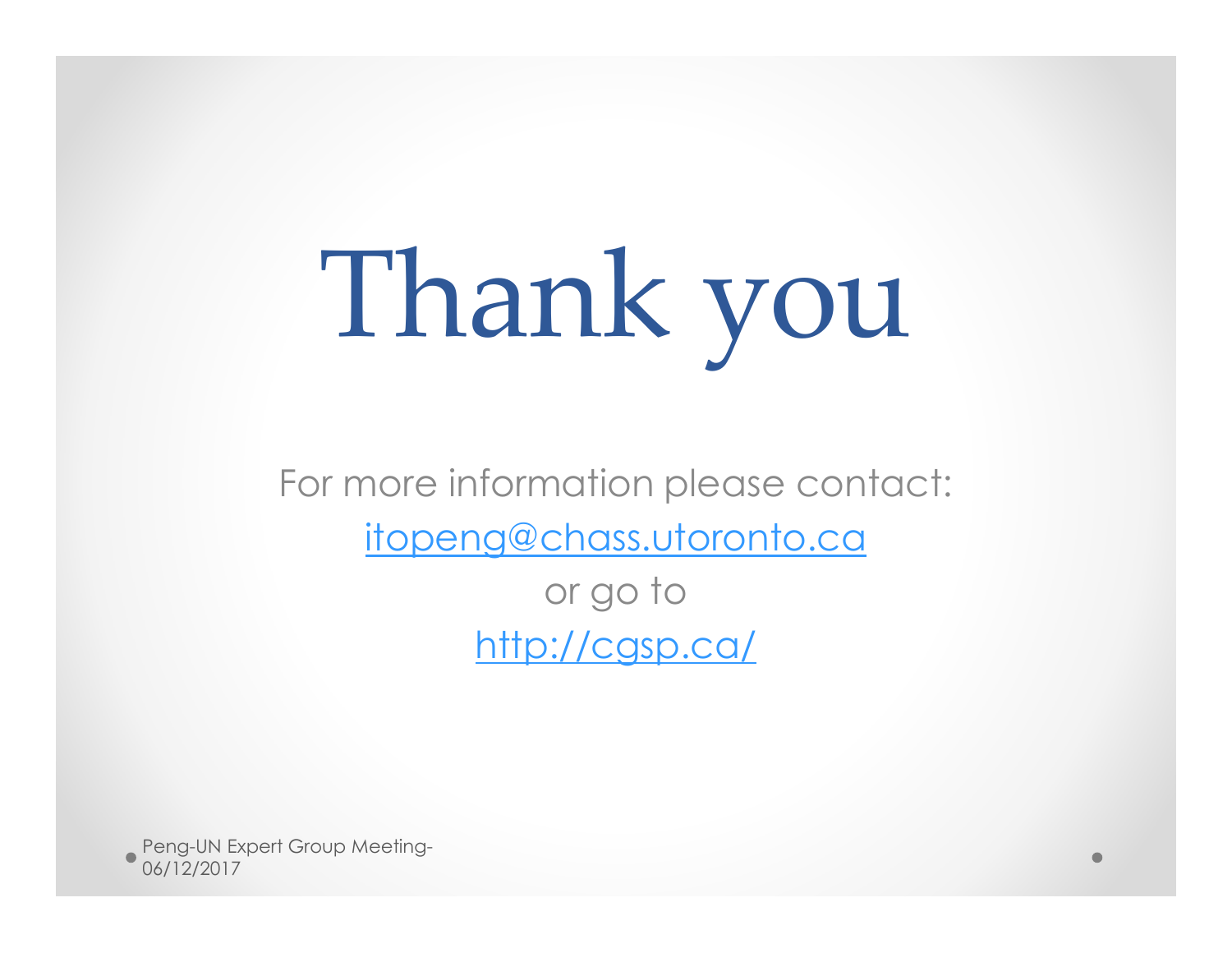# Thank you

For more information please contact:

itopeng@chass.utoronto.ca

or go to

http://cgsp.ca/